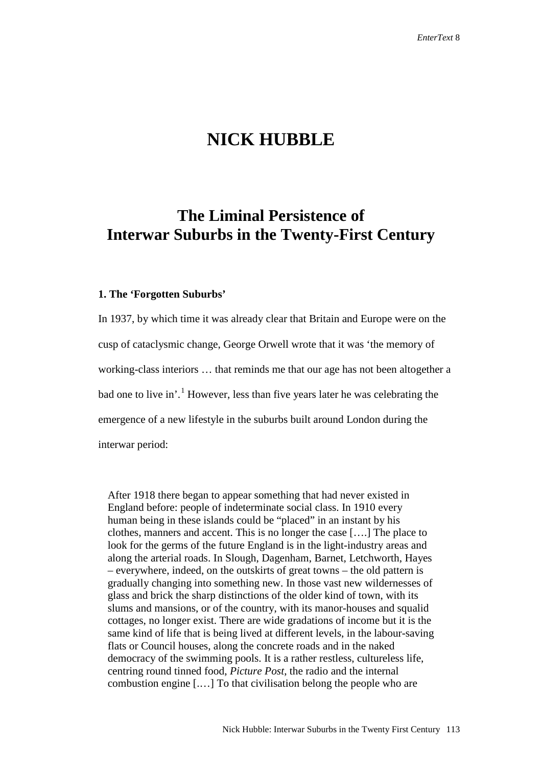# NICK HUBBLE

## The Liminal Persistence of Interwar Suburbs in the Twenty-First Century

### 1. The 'Forgotten Suburbs'

In 1937, by which time it was already clear that Britain and Europe were on the cusp of cataclysmic change, George Orwell wrote that it was 'the memory of working-class interiors … that reminds me that our age has not been altogether a bad one to live in'.[1] However, less than five years later he was celebrating the emergence of a new lifestyle in the suburbs built around London during the interwar period:

> After 1918 there began to appear something that had never existed in England before: people of indeterminate social class. In 1910 every human being in these islands could be "placed" in an instant by his clothes, manners and accent. This is no longer the case [….] The place to look for the germs of the future England is in the light-industry areas and along the arterial roads. In Slough, Dagenham, Barnet, Letchworth, Hayes – everywhere, indeed, on the outskirts of great towns – the old pattern is gradually changing into something new. In those vast new wildernesses of glass and brick the sharp distinctions of the older kind of town, with its slums and mansions, or of the country, with its manor-houses and squalid cottages, no longer exist. There are wide gradations of income but it is the same kind of life that is being lived at different levels, in the labour-saving flats or Council houses, along the concrete roads and in the naked democracy of the swimming pools. It is a rather restless, cultureless life, centring round tinned food, *Picture Post*, the radio and the internal combustion engine [.…] To that civilisation belong the people who are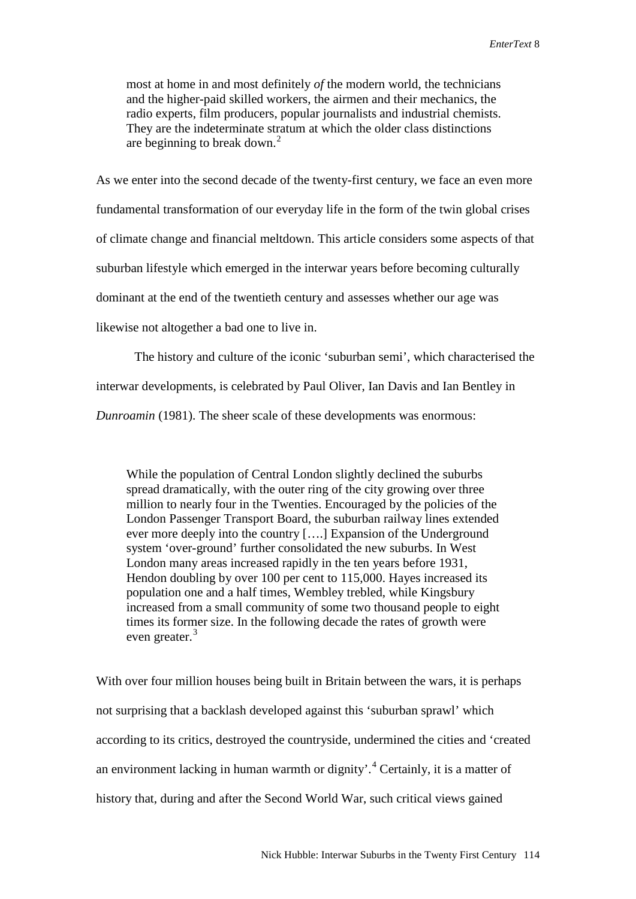> most at home in and most definitely *of* the modern world, the technicians and the higher-paid skilled workers, the airmen and their mechanics, the radio experts, film producers, popular journalists and industrial chemists. They are the indeterminate stratum at which the older class distinctions are beginning to break down.[2]

As we enter into the second decade of the twenty-first century, we face an even more fundamental transformation of our everyday life in the form of the twin global crises of climate change and financial meltdown. This article considers some aspects of that suburban lifestyle which emerged in the interwar years before becoming culturally dominant at the end of the twentieth century and assesses whether our age was likewise not altogether a bad one to live in.

The history and culture of the iconic 'suburban semi', which characterised the interwar developments, is celebrated by Paul Oliver, Ian Davis and Ian Bentley in *Dunroamin* (1981). The sheer scale of these developments was enormous:

> While the population of Central London slightly declined the suburbs spread dramatically, with the outer ring of the city growing over three million to nearly four in the Twenties. Encouraged by the policies of the London Passenger Transport Board, the suburban railway lines extended ever more deeply into the country [….] Expansion of the Underground system 'over-ground' further consolidated the new suburbs. In West London many areas increased rapidly in the ten years before 1931, Hendon doubling by over 100 per cent to 115,000. Hayes increased its population one and a half times, Wembley trebled, while Kingsbury increased from a small community of some two thousand people to eight times its former size. In the following decade the rates of growth were even greater.[3]

With over four million houses being built in Britain between the wars, it is perhaps not surprising that a backlash developed against this 'suburban sprawl' which according to its critics, destroyed the countryside, undermined the cities and 'created an environment lacking in human warmth or dignity'.[4] Certainly, it is a matter of history that, during and after the Second World War, such critical views gained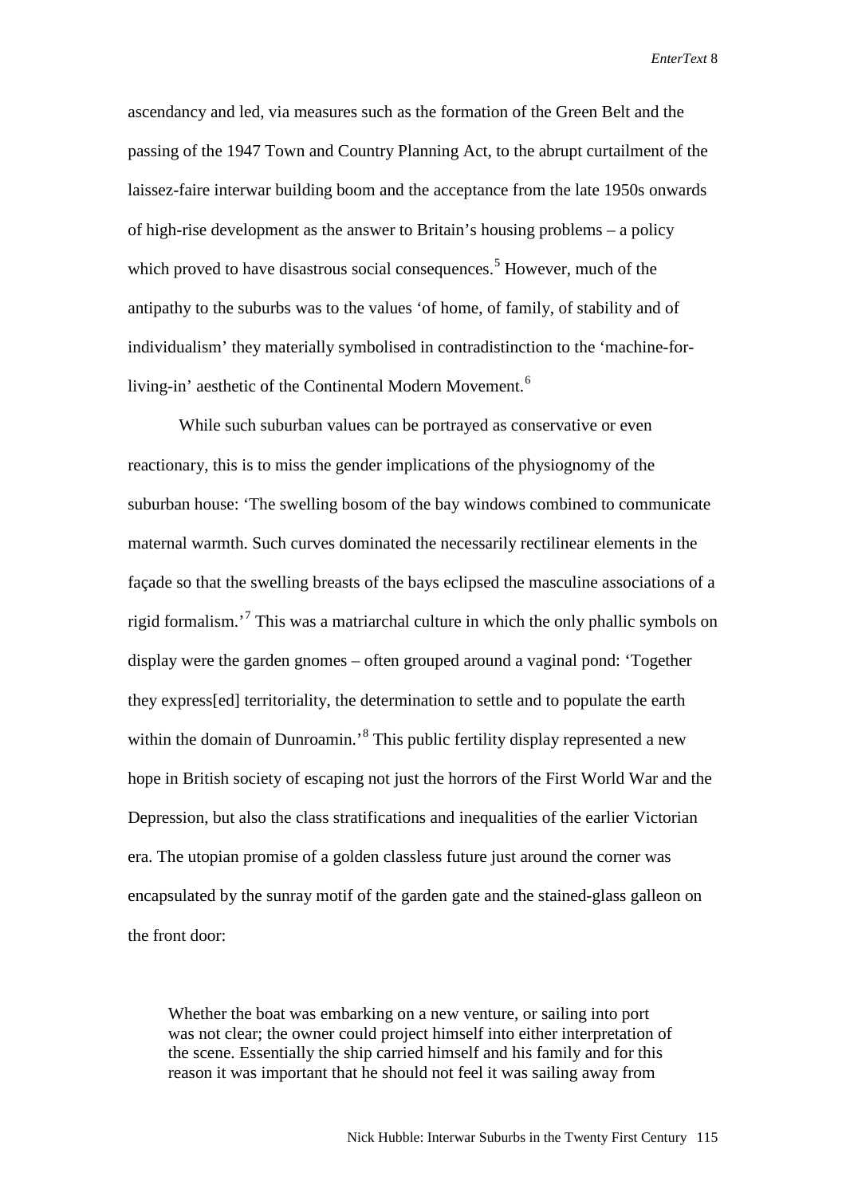ascendancy and led, via measures such as the formation of the Green Belt and the passing of the 1947 Town and Country Planning Act, to the abrupt curtailment of the laissez-faire interwar building boom and the acceptance from the late 1950s onwards of high-rise development as the answer to Britain's housing problems – a policy which proved to have disastrous social consequences.[5] However, much of the antipathy to the suburbs was to the values 'of home, of family, of stability and of individualism' they materially symbolised in contradistinction to the 'machine-for-living-in' aesthetic of the Continental Modern Movement.[6]

While such suburban values can be portrayed as conservative or even reactionary, this is to miss the gender implications of the physiognomy of the suburban house: 'The swelling bosom of the bay windows combined to communicate maternal warmth. Such curves dominated the necessarily rectilinear elements in the façade so that the swelling breasts of the bays eclipsed the masculine associations of a rigid formalism.'[7] This was a matriarchal culture in which the only phallic symbols on display were the garden gnomes – often grouped around a vaginal pond: 'Together they express[ed] territoriality, the determination to settle and to populate the earth within the domain of Dunroamin.'[8] This public fertility display represented a new hope in British society of escaping not just the horrors of the First World War and the Depression, but also the class stratifications and inequalities of the earlier Victorian era. The utopian promise of a golden classless future just around the corner was encapsulated by the sunray motif of the garden gate and the stained-glass galleon on the front door:

> Whether the boat was embarking on a new venture, or sailing into port was not clear; the owner could project himself into either interpretation of the scene. Essentially the ship carried himself and his family and for this reason it was important that he should not feel it was sailing away from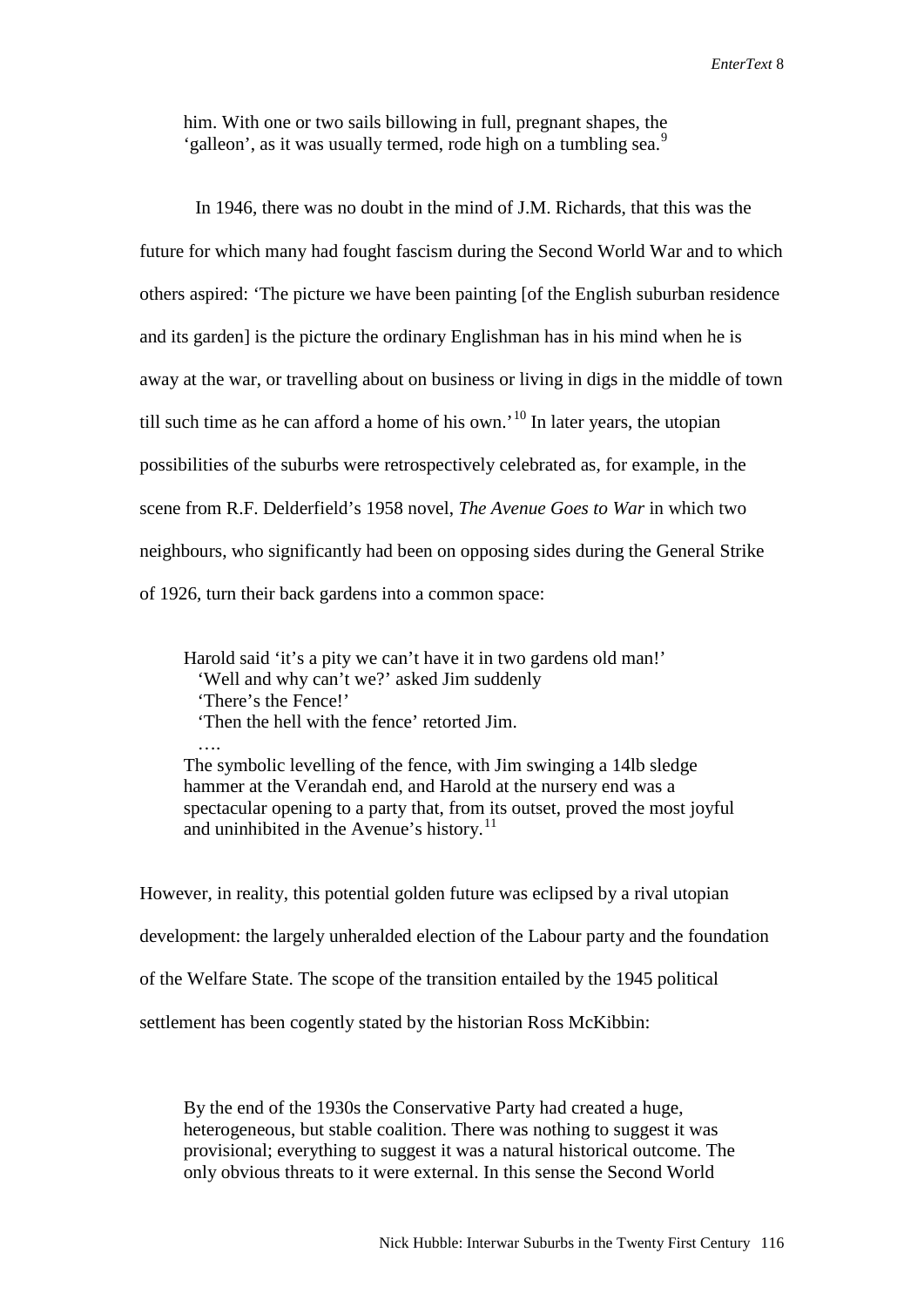> him. With one or two sails billowing in full, pregnant shapes, the 'galleon', as it was usually termed, rode high on a tumbling sea.[9]

In 1946, there was no doubt in the mind of J.M. Richards, that this was the future for which many had fought fascism during the Second World War and to which others aspired: 'The picture we have been painting [of the English suburban residence and its garden] is the picture the ordinary Englishman has in his mind when he is away at the war, or travelling about on business or living in digs in the middle of town till such time as he can afford a home of his own.'[10] In later years, the utopian possibilities of the suburbs were retrospectively celebrated as, for example, in the scene from R.F. Delderfield's 1958 novel, *The Avenue Goes to War* in which two neighbours, who significantly had been on opposing sides during the General Strike of 1926, turn their back gardens into a common space:

> Harold said 'it's a pity we can't have it in two gardens old man!'
> 'Well and why can't we?' asked Jim suddenly
> 'There's the Fence!'
> 'Then the hell with the fence' retorted Jim.
> ….
> The symbolic levelling of the fence, with Jim swinging a 14lb sledge hammer at the Verandah end, and Harold at the nursery end was a spectacular opening to a party that, from its outset, proved the most joyful and uninhibited in the Avenue's history.[11]

However, in reality, this potential golden future was eclipsed by a rival utopian development: the largely unheralded election of the Labour party and the foundation of the Welfare State. The scope of the transition entailed by the 1945 political settlement has been cogently stated by the historian Ross McKibbin:

> By the end of the 1930s the Conservative Party had created a huge, heterogeneous, but stable coalition. There was nothing to suggest it was provisional; everything to suggest it was a natural historical outcome. The only obvious threats to it were external. In this sense the Second World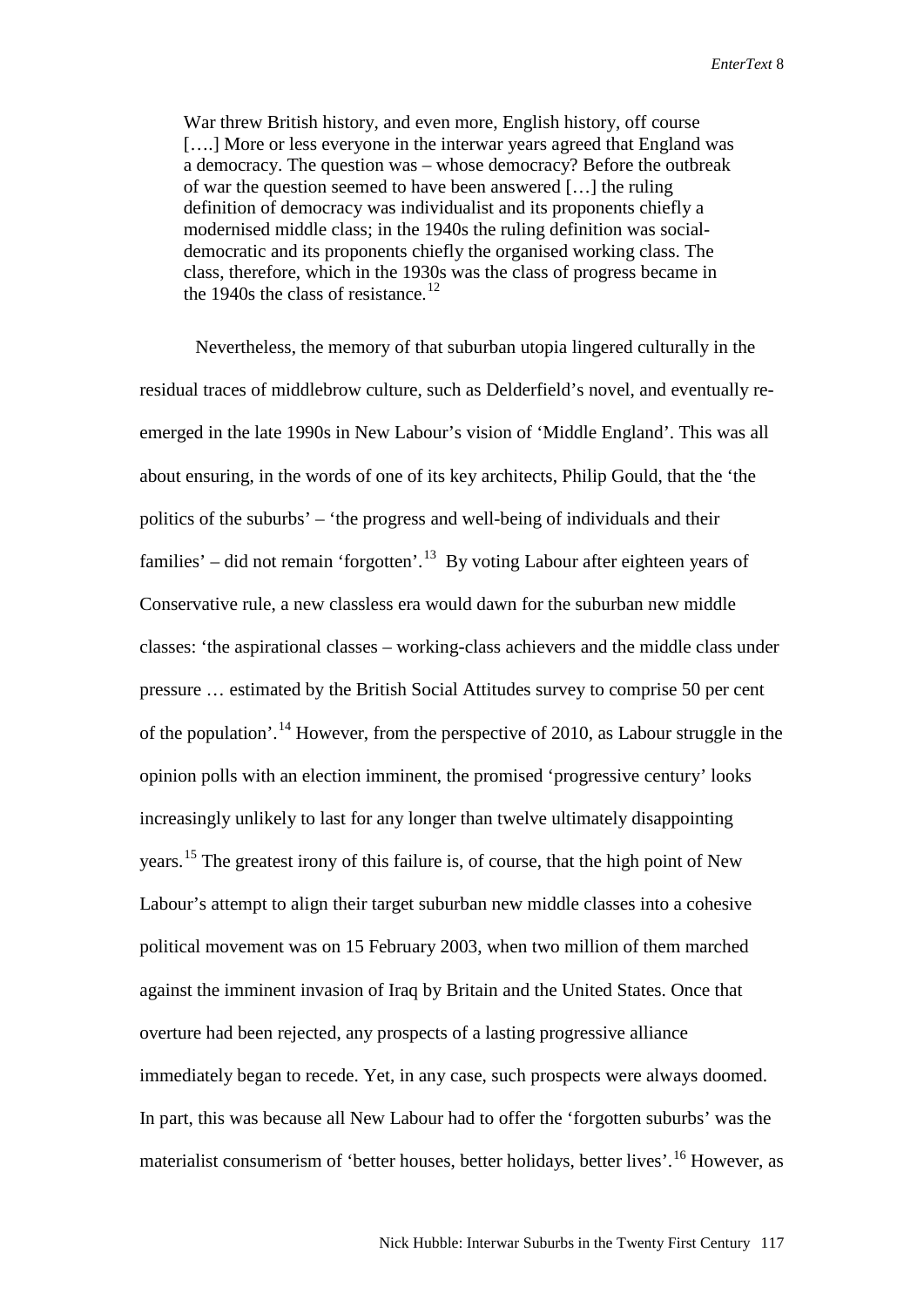> War threw British history, and even more, English history, off course [….] More or less everyone in the interwar years agreed that England was a democracy. The question was – whose democracy? Before the outbreak of war the question seemed to have been answered […] the ruling definition of democracy was individualist and its proponents chiefly a modernised middle class; in the 1940s the ruling definition was social-democratic and its proponents chiefly the organised working class. The class, therefore, which in the 1930s was the class of progress became in the 1940s the class of resistance.[12]

Nevertheless, the memory of that suburban utopia lingered culturally in the residual traces of middlebrow culture, such as Delderfield's novel, and eventually re-emerged in the late 1990s in New Labour's vision of 'Middle England'. This was all about ensuring, in the words of one of its key architects, Philip Gould, that the 'the politics of the suburbs' – 'the progress and well-being of individuals and their families' – did not remain 'forgotten'.[13] By voting Labour after eighteen years of Conservative rule, a new classless era would dawn for the suburban new middle classes: 'the aspirational classes – working-class achievers and the middle class under pressure … estimated by the British Social Attitudes survey to comprise 50 per cent of the population'.[14] However, from the perspective of 2010, as Labour struggle in the opinion polls with an election imminent, the promised 'progressive century' looks increasingly unlikely to last for any longer than twelve ultimately disappointing years.[15] The greatest irony of this failure is, of course, that the high point of New Labour's attempt to align their target suburban new middle classes into a cohesive political movement was on 15 February 2003, when two million of them marched against the imminent invasion of Iraq by Britain and the United States. Once that overture had been rejected, any prospects of a lasting progressive alliance immediately began to recede. Yet, in any case, such prospects were always doomed. In part, this was because all New Labour had to offer the 'forgotten suburbs' was the materialist consumerism of 'better houses, better holidays, better lives'.[16] However, as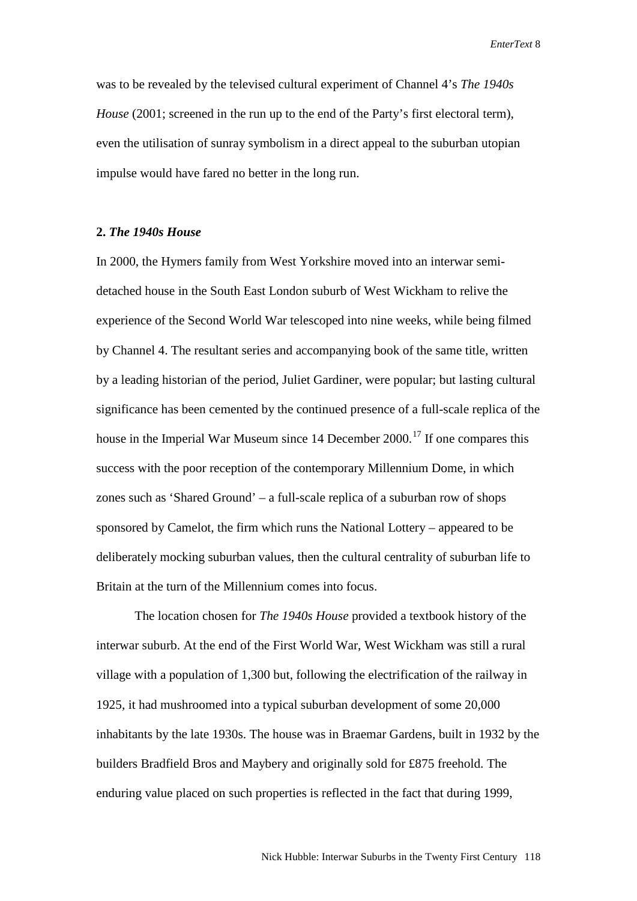was to be revealed by the televised cultural experiment of Channel 4's *The 1940s House* (2001; screened in the run up to the end of the Party's first electoral term), even the utilisation of sunray symbolism in a direct appeal to the suburban utopian impulse would have fared no better in the long run.

## 2. *The 1940s House*

In 2000, the Hymers family from West Yorkshire moved into an interwar semi-detached house in the South East London suburb of West Wickham to relive the experience of the Second World War telescoped into nine weeks, while being filmed by Channel 4. The resultant series and accompanying book of the same title, written by a leading historian of the period, Juliet Gardiner, were popular; but lasting cultural significance has been cemented by the continued presence of a full-scale replica of the house in the Imperial War Museum since 14 December 2000.[17] If one compares this success with the poor reception of the contemporary Millennium Dome, in which zones such as 'Shared Ground' – a full-scale replica of a suburban row of shops sponsored by Camelot, the firm which runs the National Lottery – appeared to be deliberately mocking suburban values, then the cultural centrality of suburban life to Britain at the turn of the Millennium comes into focus.

The location chosen for *The 1940s House* provided a textbook history of the interwar suburb. At the end of the First World War, West Wickham was still a rural village with a population of 1,300 but, following the electrification of the railway in 1925, it had mushroomed into a typical suburban development of some 20,000 inhabitants by the late 1930s. The house was in Braemar Gardens, built in 1932 by the builders Bradfield Bros and Maybery and originally sold for £875 freehold. The enduring value placed on such properties is reflected in the fact that during 1999,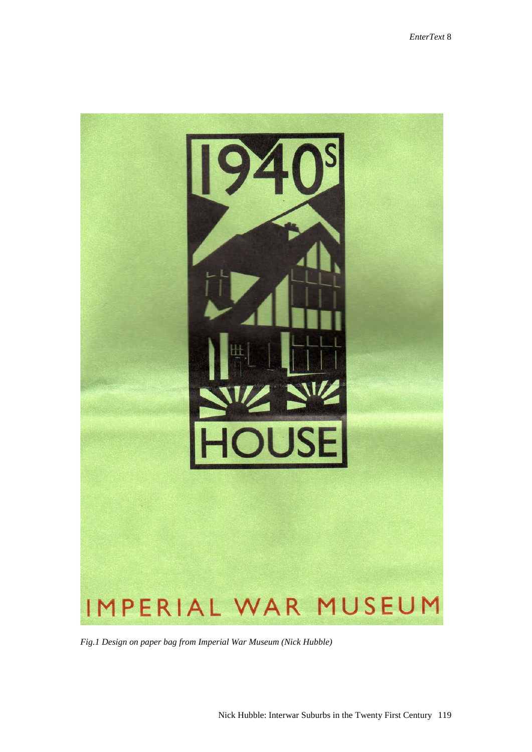*Fig.1 Design on paper bag from Imperial War Museum (Nick Hubble)*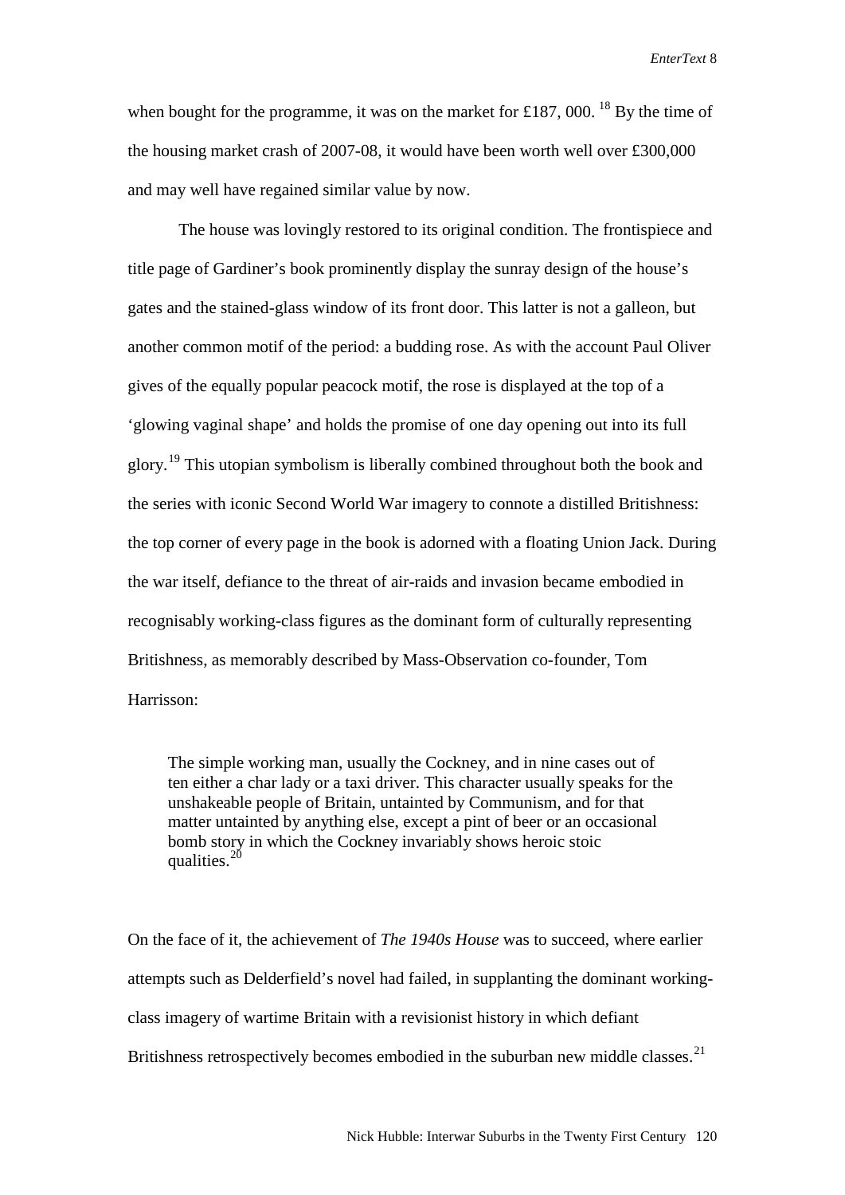when bought for the programme, it was on the market for £187, 000. [18] By the time of the housing market crash of 2007-08, it would have been worth well over £300,000 and may well have regained similar value by now.

The house was lovingly restored to its original condition. The frontispiece and title page of Gardiner's book prominently display the sunray design of the house's gates and the stained-glass window of its front door. This latter is not a galleon, but another common motif of the period: a budding rose. As with the account Paul Oliver gives of the equally popular peacock motif, the rose is displayed at the top of a 'glowing vaginal shape' and holds the promise of one day opening out into its full glory.[19] This utopian symbolism is liberally combined throughout both the book and the series with iconic Second World War imagery to connote a distilled Britishness: the top corner of every page in the book is adorned with a floating Union Jack. During the war itself, defiance to the threat of air-raids and invasion became embodied in recognisably working-class figures as the dominant form of culturally representing Britishness, as memorably described by Mass-Observation co-founder, Tom Harrisson:

> The simple working man, usually the Cockney, and in nine cases out of ten either a char lady or a taxi driver. This character usually speaks for the unshakeable people of Britain, untainted by Communism, and for that matter untainted by anything else, except a pint of beer or an occasional bomb story in which the Cockney invariably shows heroic stoic qualities.[20]

On the face of it, the achievement of *The 1940s House* was to succeed, where earlier attempts such as Delderfield's novel had failed, in supplanting the dominant working-class imagery of wartime Britain with a revisionist history in which defiant Britishness retrospectively becomes embodied in the suburban new middle classes.[21]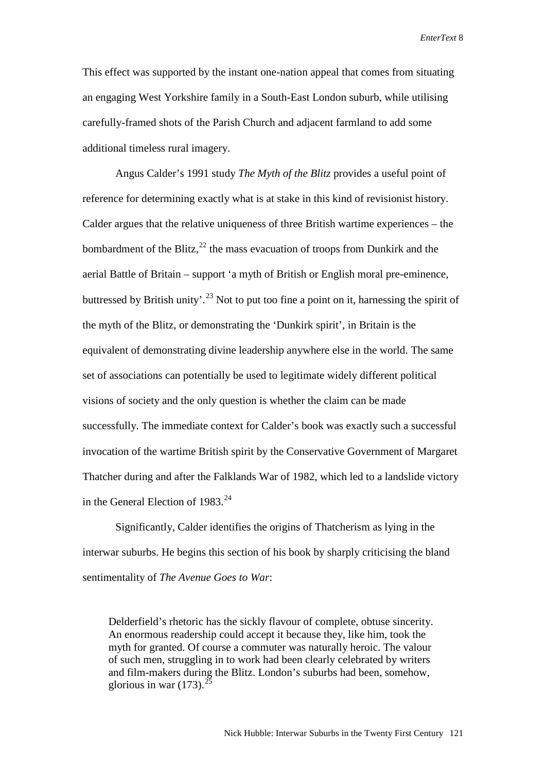This effect was supported by the instant one-nation appeal that comes from situating an engaging West Yorkshire family in a South-East London suburb, while utilising carefully-framed shots of the Parish Church and adjacent farmland to add some additional timeless rural imagery.

Angus Calder's 1991 study *The Myth of the Blitz* provides a useful point of reference for determining exactly what is at stake in this kind of revisionist history. Calder argues that the relative uniqueness of three British wartime experiences – the bombardment of the Blitz,[22] the mass evacuation of troops from Dunkirk and the aerial Battle of Britain – support 'a myth of British or English moral pre-eminence, buttressed by British unity'.[23] Not to put too fine a point on it, harnessing the spirit of the myth of the Blitz, or demonstrating the 'Dunkirk spirit', in Britain is the equivalent of demonstrating divine leadership anywhere else in the world. The same set of associations can potentially be used to legitimate widely different political visions of society and the only question is whether the claim can be made successfully. The immediate context for Calder's book was exactly such a successful invocation of the wartime British spirit by the Conservative Government of Margaret Thatcher during and after the Falklands War of 1982, which led to a landslide victory in the General Election of 1983.[24]

Significantly, Calder identifies the origins of Thatcherism as lying in the interwar suburbs. He begins this section of his book by sharply criticising the bland sentimentality of *The Avenue Goes to War*:

> Delderfield's rhetoric has the sickly flavour of complete, obtuse sincerity. An enormous readership could accept it because they, like him, took the myth for granted. Of course a commuter was naturally heroic. The valour of such men, struggling in to work had been clearly celebrated by writers and film-makers during the Blitz. London's suburbs had been, somehow, glorious in war (173).[25]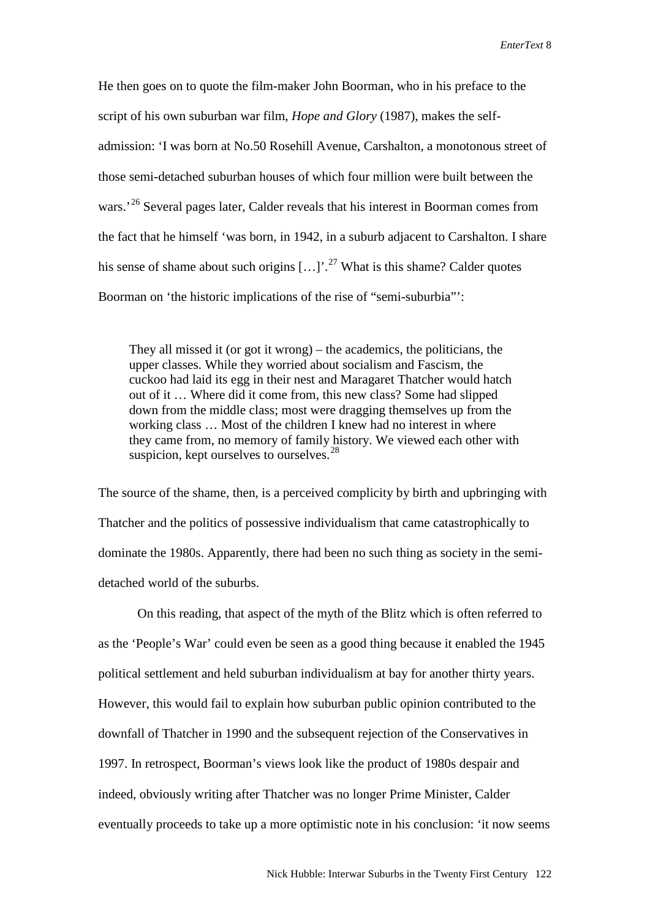He then goes on to quote the film-maker John Boorman, who in his preface to the script of his own suburban war film, *Hope and Glory* (1987), makes the self-admission: 'I was born at No.50 Rosehill Avenue, Carshalton, a monotonous street of those semi-detached suburban houses of which four million were built between the wars.'[26] Several pages later, Calder reveals that his interest in Boorman comes from the fact that he himself 'was born, in 1942, in a suburb adjacent to Carshalton. I share his sense of shame about such origins […]'.[27] What is this shame? Calder quotes Boorman on 'the historic implications of the rise of "semi-suburbia"':

> They all missed it (or got it wrong) – the academics, the politicians, the upper classes. While they worried about socialism and Fascism, the cuckoo had laid its egg in their nest and Maragaret Thatcher would hatch out of it … Where did it come from, this new class? Some had slipped down from the middle class; most were dragging themselves up from the working class … Most of the children I knew had no interest in where they came from, no memory of family history. We viewed each other with suspicion, kept ourselves to ourselves.[28]

The source of the shame, then, is a perceived complicity by birth and upbringing with Thatcher and the politics of possessive individualism that came catastrophically to dominate the 1980s. Apparently, there had been no such thing as society in the semi-detached world of the suburbs.

On this reading, that aspect of the myth of the Blitz which is often referred to as the 'People's War' could even be seen as a good thing because it enabled the 1945 political settlement and held suburban individualism at bay for another thirty years. However, this would fail to explain how suburban public opinion contributed to the downfall of Thatcher in 1990 and the subsequent rejection of the Conservatives in 1997. In retrospect, Boorman's views look like the product of 1980s despair and indeed, obviously writing after Thatcher was no longer Prime Minister, Calder eventually proceeds to take up a more optimistic note in his conclusion: 'it now seems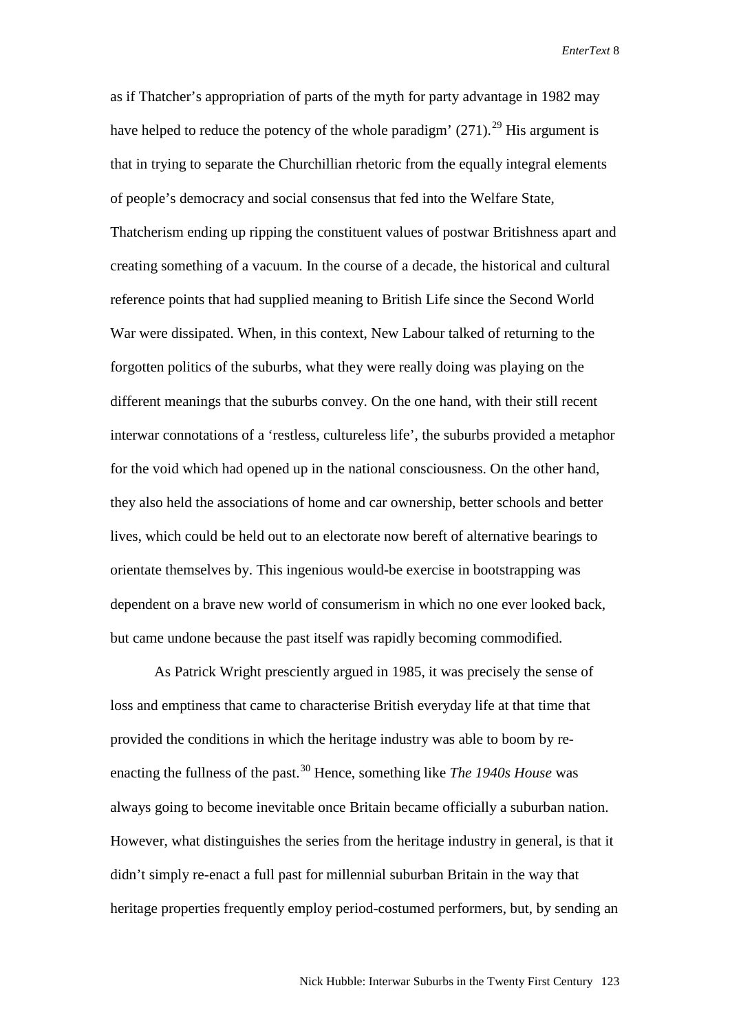as if Thatcher's appropriation of parts of the myth for party advantage in 1982 may have helped to reduce the potency of the whole paradigm' (271).[29] His argument is that in trying to separate the Churchillian rhetoric from the equally integral elements of people's democracy and social consensus that fed into the Welfare State, Thatcherism ending up ripping the constituent values of postwar Britishness apart and creating something of a vacuum. In the course of a decade, the historical and cultural reference points that had supplied meaning to British Life since the Second World War were dissipated. When, in this context, New Labour talked of returning to the forgotten politics of the suburbs, what they were really doing was playing on the different meanings that the suburbs convey. On the one hand, with their still recent interwar connotations of a 'restless, cultureless life', the suburbs provided a metaphor for the void which had opened up in the national consciousness. On the other hand, they also held the associations of home and car ownership, better schools and better lives, which could be held out to an electorate now bereft of alternative bearings to orientate themselves by. This ingenious would-be exercise in bootstrapping was dependent on a brave new world of consumerism in which no one ever looked back, but came undone because the past itself was rapidly becoming commodified.

As Patrick Wright presciently argued in 1985, it was precisely the sense of loss and emptiness that came to characterise British everyday life at that time that provided the conditions in which the heritage industry was able to boom by re-enacting the fullness of the past.[30] Hence, something like *The 1940s House* was always going to become inevitable once Britain became officially a suburban nation. However, what distinguishes the series from the heritage industry in general, is that it didn't simply re-enact a full past for millennial suburban Britain in the way that heritage properties frequently employ period-costumed performers, but, by sending an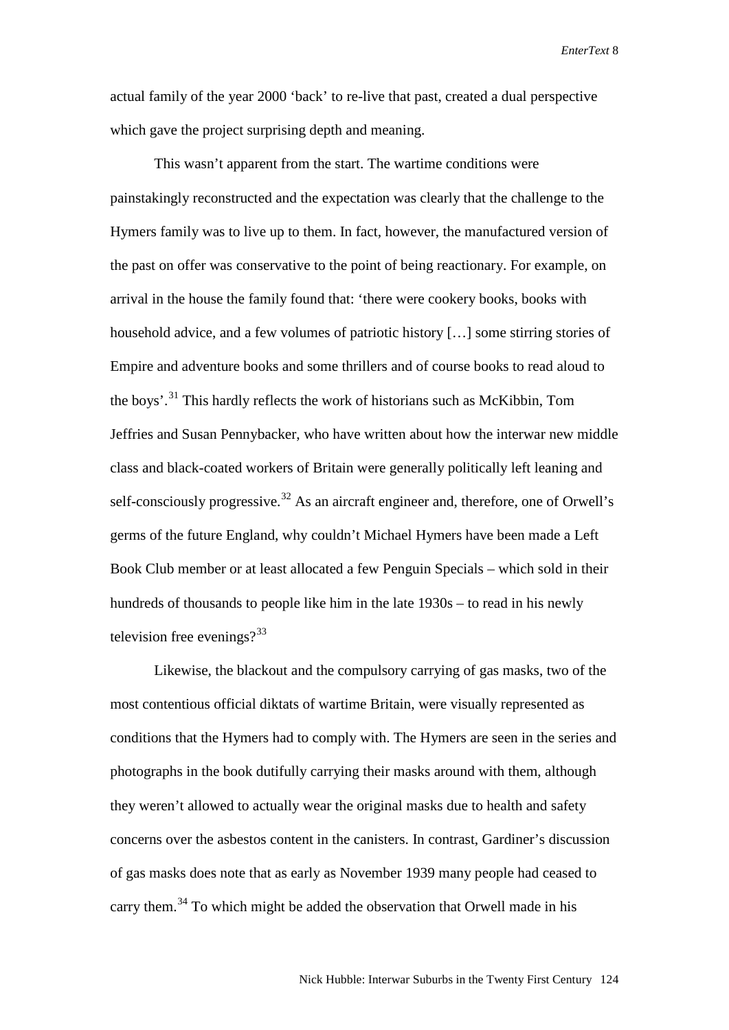actual family of the year 2000 'back' to re-live that past, created a dual perspective which gave the project surprising depth and meaning.

This wasn't apparent from the start. The wartime conditions were painstakingly reconstructed and the expectation was clearly that the challenge to the Hymers family was to live up to them. In fact, however, the manufactured version of the past on offer was conservative to the point of being reactionary. For example, on arrival in the house the family found that: 'there were cookery books, books with household advice, and a few volumes of patriotic history […] some stirring stories of Empire and adventure books and some thrillers and of course books to read aloud to the boys'.[31] This hardly reflects the work of historians such as McKibbin, Tom Jeffries and Susan Pennybacker, who have written about how the interwar new middle class and black-coated workers of Britain were generally politically left leaning and self-consciously progressive.[32] As an aircraft engineer and, therefore, one of Orwell's germs of the future England, why couldn't Michael Hymers have been made a Left Book Club member or at least allocated a few Penguin Specials – which sold in their hundreds of thousands to people like him in the late 1930s – to read in his newly television free evenings?[33]

Likewise, the blackout and the compulsory carrying of gas masks, two of the most contentious official diktats of wartime Britain, were visually represented as conditions that the Hymers had to comply with. The Hymers are seen in the series and photographs in the book dutifully carrying their masks around with them, although they weren't allowed to actually wear the original masks due to health and safety concerns over the asbestos content in the canisters. In contrast, Gardiner's discussion of gas masks does note that as early as November 1939 many people had ceased to carry them.[34] To which might be added the observation that Orwell made in his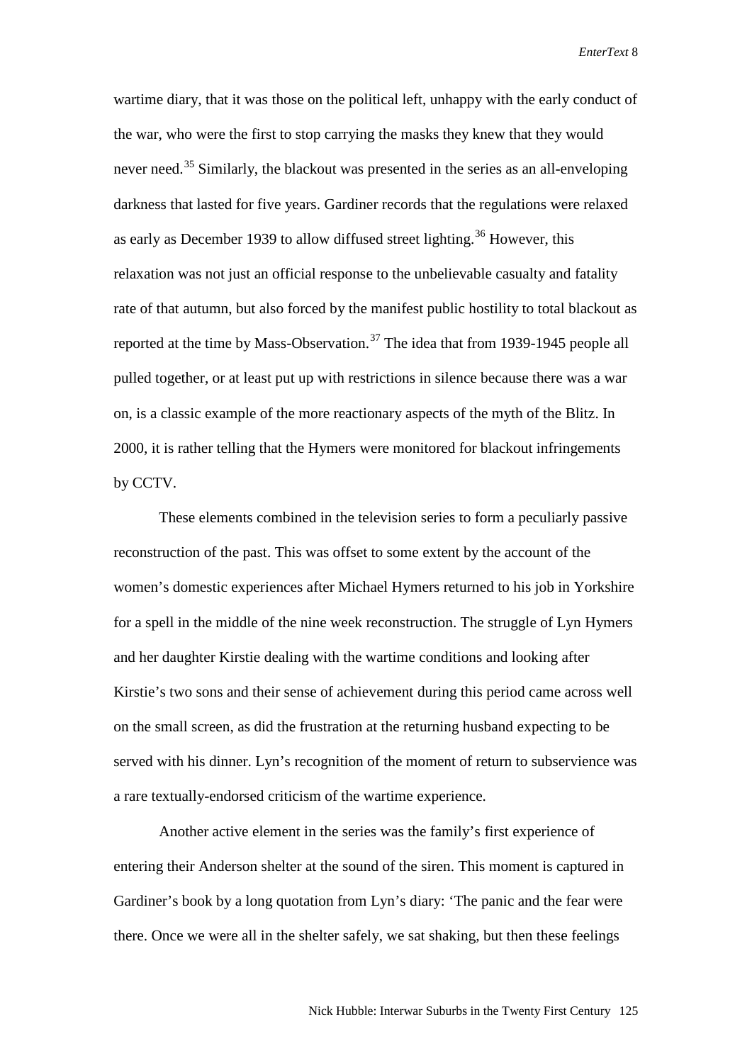wartime diary, that it was those on the political left, unhappy with the early conduct of the war, who were the first to stop carrying the masks they knew that they would never need.[35] Similarly, the blackout was presented in the series as an all-enveloping darkness that lasted for five years. Gardiner records that the regulations were relaxed as early as December 1939 to allow diffused street lighting.[36] However, this relaxation was not just an official response to the unbelievable casualty and fatality rate of that autumn, but also forced by the manifest public hostility to total blackout as reported at the time by Mass-Observation.[37] The idea that from 1939-1945 people all pulled together, or at least put up with restrictions in silence because there was a war on, is a classic example of the more reactionary aspects of the myth of the Blitz. In 2000, it is rather telling that the Hymers were monitored for blackout infringements by CCTV.

These elements combined in the television series to form a peculiarly passive reconstruction of the past. This was offset to some extent by the account of the women's domestic experiences after Michael Hymers returned to his job in Yorkshire for a spell in the middle of the nine week reconstruction. The struggle of Lyn Hymers and her daughter Kirstie dealing with the wartime conditions and looking after Kirstie's two sons and their sense of achievement during this period came across well on the small screen, as did the frustration at the returning husband expecting to be served with his dinner. Lyn's recognition of the moment of return to subservience was a rare textually-endorsed criticism of the wartime experience.

Another active element in the series was the family's first experience of entering their Anderson shelter at the sound of the siren. This moment is captured in Gardiner's book by a long quotation from Lyn's diary: 'The panic and the fear were there. Once we were all in the shelter safely, we sat shaking, but then these feelings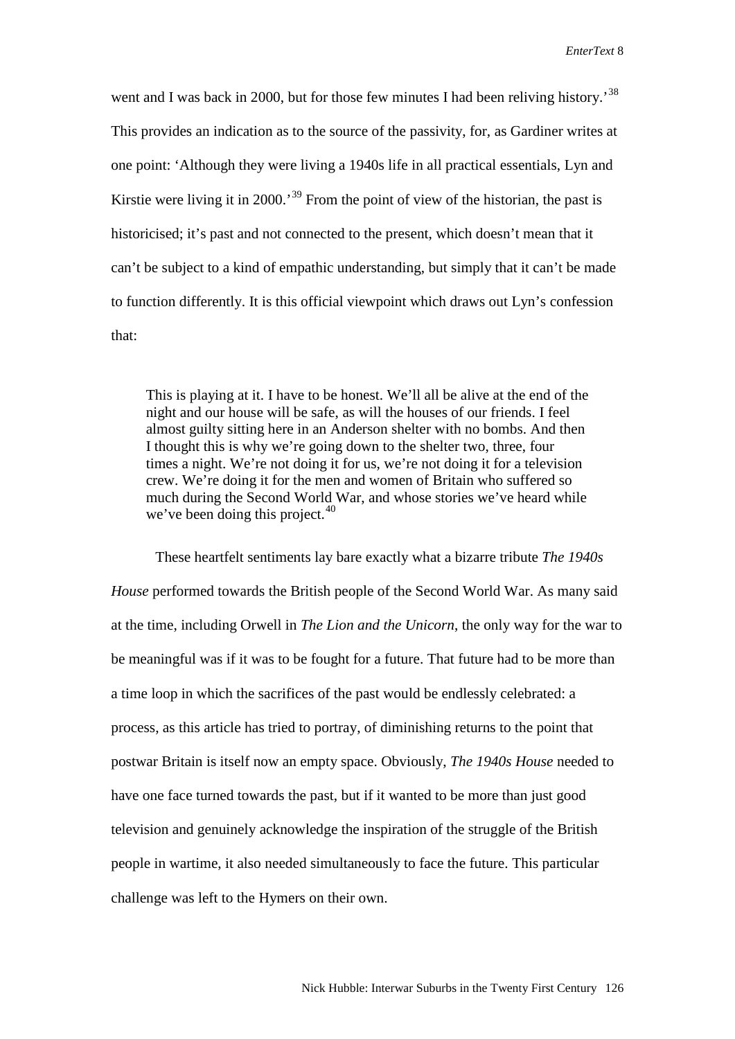went and I was back in 2000, but for those few minutes I had been reliving history.'[38] This provides an indication as to the source of the passivity, for, as Gardiner writes at one point: 'Although they were living a 1940s life in all practical essentials, Lyn and Kirstie were living it in 2000.'[39] From the point of view of the historian, the past is historicised; it's past and not connected to the present, which doesn't mean that it can't be subject to a kind of empathic understanding, but simply that it can't be made to function differently. It is this official viewpoint which draws out Lyn's confession that:

> This is playing at it. I have to be honest. We'll all be alive at the end of the night and our house will be safe, as will the houses of our friends. I feel almost guilty sitting here in an Anderson shelter with no bombs. And then I thought this is why we're going down to the shelter two, three, four times a night. We're not doing it for us, we're not doing it for a television crew. We're doing it for the men and women of Britain who suffered so much during the Second World War, and whose stories we've heard while we've been doing this project.[40]

These heartfelt sentiments lay bare exactly what a bizarre tribute *The 1940s House* performed towards the British people of the Second World War. As many said at the time, including Orwell in *The Lion and the Unicorn*, the only way for the war to be meaningful was if it was to be fought for a future. That future had to be more than a time loop in which the sacrifices of the past would be endlessly celebrated: a process, as this article has tried to portray, of diminishing returns to the point that postwar Britain is itself now an empty space. Obviously, *The 1940s House* needed to have one face turned towards the past, but if it wanted to be more than just good television and genuinely acknowledge the inspiration of the struggle of the British people in wartime, it also needed simultaneously to face the future. This particular challenge was left to the Hymers on their own.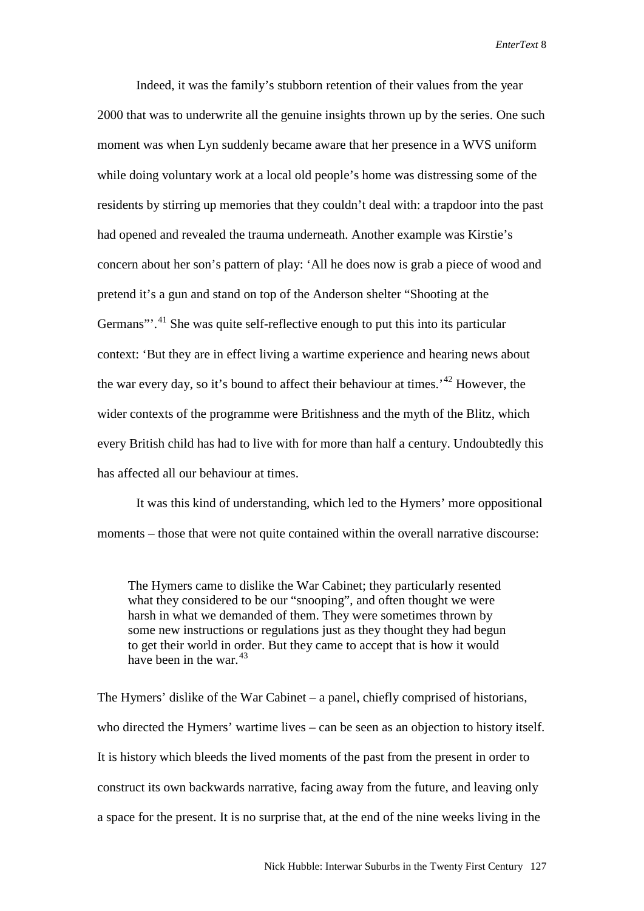Indeed, it was the family's stubborn retention of their values from the year 2000 that was to underwrite all the genuine insights thrown up by the series. One such moment was when Lyn suddenly became aware that her presence in a WVS uniform while doing voluntary work at a local old people's home was distressing some of the residents by stirring up memories that they couldn't deal with: a trapdoor into the past had opened and revealed the trauma underneath. Another example was Kirstie's concern about her son's pattern of play: 'All he does now is grab a piece of wood and pretend it's a gun and stand on top of the Anderson shelter "Shooting at the Germans"'.[41] She was quite self-reflective enough to put this into its particular context: 'But they are in effect living a wartime experience and hearing news about the war every day, so it's bound to affect their behaviour at times.'[42] However, the wider contexts of the programme were Britishness and the myth of the Blitz, which every British child has had to live with for more than half a century. Undoubtedly this has affected all our behaviour at times.

It was this kind of understanding, which led to the Hymers' more oppositional moments – those that were not quite contained within the overall narrative discourse:

> The Hymers came to dislike the War Cabinet; they particularly resented what they considered to be our "snooping", and often thought we were harsh in what we demanded of them. They were sometimes thrown by some new instructions or regulations just as they thought they had begun to get their world in order. But they came to accept that is how it would have been in the war.[43]

The Hymers' dislike of the War Cabinet – a panel, chiefly comprised of historians, who directed the Hymers' wartime lives – can be seen as an objection to history itself. It is history which bleeds the lived moments of the past from the present in order to construct its own backwards narrative, facing away from the future, and leaving only a space for the present. It is no surprise that, at the end of the nine weeks living in the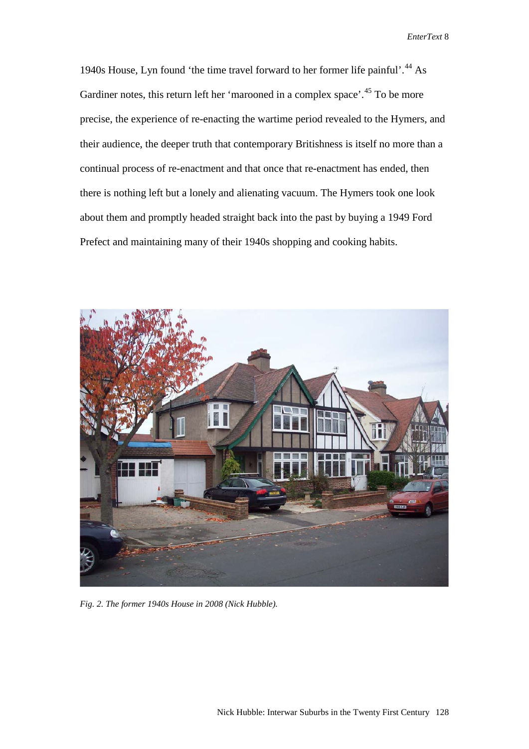1940s House, Lyn found 'the time travel forward to her former life painful'.[44] As Gardiner notes, this return left her 'marooned in a complex space'.[45] To be more precise, the experience of re-enacting the wartime period revealed to the Hymers, and their audience, the deeper truth that contemporary Britishness is itself no more than a continual process of re-enactment and that once that re-enactment has ended, then there is nothing left but a lonely and alienating vacuum. The Hymers took one look about them and promptly headed straight back into the past by buying a 1949 Ford Prefect and maintaining many of their 1940s shopping and cooking habits.

*Fig. 2. The former 1940s House in 2008 (Nick Hubble).*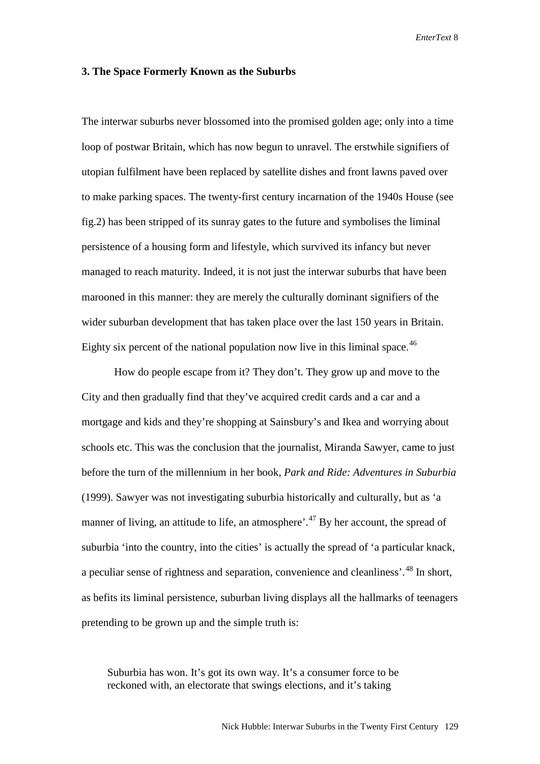### 3. The Space Formerly Known as the Suburbs

The interwar suburbs never blossomed into the promised golden age; only into a time loop of postwar Britain, which has now begun to unravel. The erstwhile signifiers of utopian fulfilment have been replaced by satellite dishes and front lawns paved over to make parking spaces. The twenty-first century incarnation of the 1940s House (see fig.2) has been stripped of its sunray gates to the future and symbolises the liminal persistence of a housing form and lifestyle, which survived its infancy but never managed to reach maturity. Indeed, it is not just the interwar suburbs that have been marooned in this manner: they are merely the culturally dominant signifiers of the wider suburban development that has taken place over the last 150 years in Britain. Eighty six percent of the national population now live in this liminal space.[46]

How do people escape from it? They don't. They grow up and move to the City and then gradually find that they've acquired credit cards and a car and a mortgage and kids and they're shopping at Sainsbury's and Ikea and worrying about schools etc. This was the conclusion that the journalist, Miranda Sawyer, came to just before the turn of the millennium in her book, *Park and Ride: Adventures in Suburbia* (1999). Sawyer was not investigating suburbia historically and culturally, but as 'a manner of living, an attitude to life, an atmosphere'.[47] By her account, the spread of suburbia 'into the country, into the cities' is actually the spread of 'a particular knack, a peculiar sense of rightness and separation, convenience and cleanliness'.[48] In short, as befits its liminal persistence, suburban living displays all the hallmarks of teenagers pretending to be grown up and the simple truth is:

> Suburbia has won. It's got its own way. It's a consumer force to be reckoned with, an electorate that swings elections, and it's taking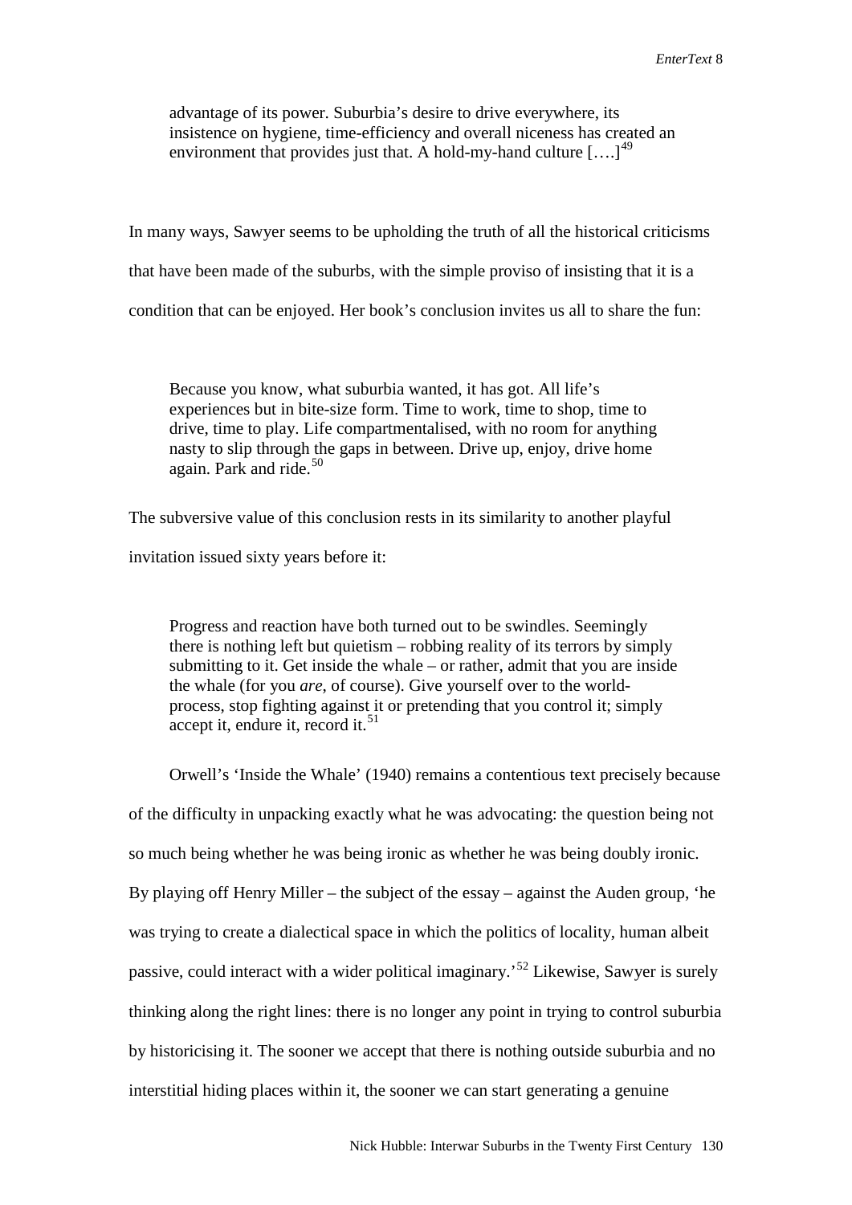> advantage of its power. Suburbia's desire to drive everywhere, its insistence on hygiene, time-efficiency and overall niceness has created an environment that provides just that. A hold-my-hand culture [….][49]

In many ways, Sawyer seems to be upholding the truth of all the historical criticisms that have been made of the suburbs, with the simple proviso of insisting that it is a condition that can be enjoyed. Her book's conclusion invites us all to share the fun:

> Because you know, what suburbia wanted, it has got. All life's experiences but in bite-size form. Time to work, time to shop, time to drive, time to play. Life compartmentalised, with no room for anything nasty to slip through the gaps in between. Drive up, enjoy, drive home again. Park and ride.[50]

The subversive value of this conclusion rests in its similarity to another playful invitation issued sixty years before it:

> Progress and reaction have both turned out to be swindles. Seemingly there is nothing left but quietism – robbing reality of its terrors by simply submitting to it. Get inside the whale – or rather, admit that you are inside the whale (for you *are*, of course). Give yourself over to the world-process, stop fighting against it or pretending that you control it; simply accept it, endure it, record it.[51]

Orwell's 'Inside the Whale' (1940) remains a contentious text precisely because of the difficulty in unpacking exactly what he was advocating: the question being not so much being whether he was being ironic as whether he was being doubly ironic. By playing off Henry Miller – the subject of the essay – against the Auden group, 'he was trying to create a dialectical space in which the politics of locality, human albeit passive, could interact with a wider political imaginary.'[52] Likewise, Sawyer is surely thinking along the right lines: there is no longer any point in trying to control suburbia by historicising it. The sooner we accept that there is nothing outside suburbia and no interstitial hiding places within it, the sooner we can start generating a genuine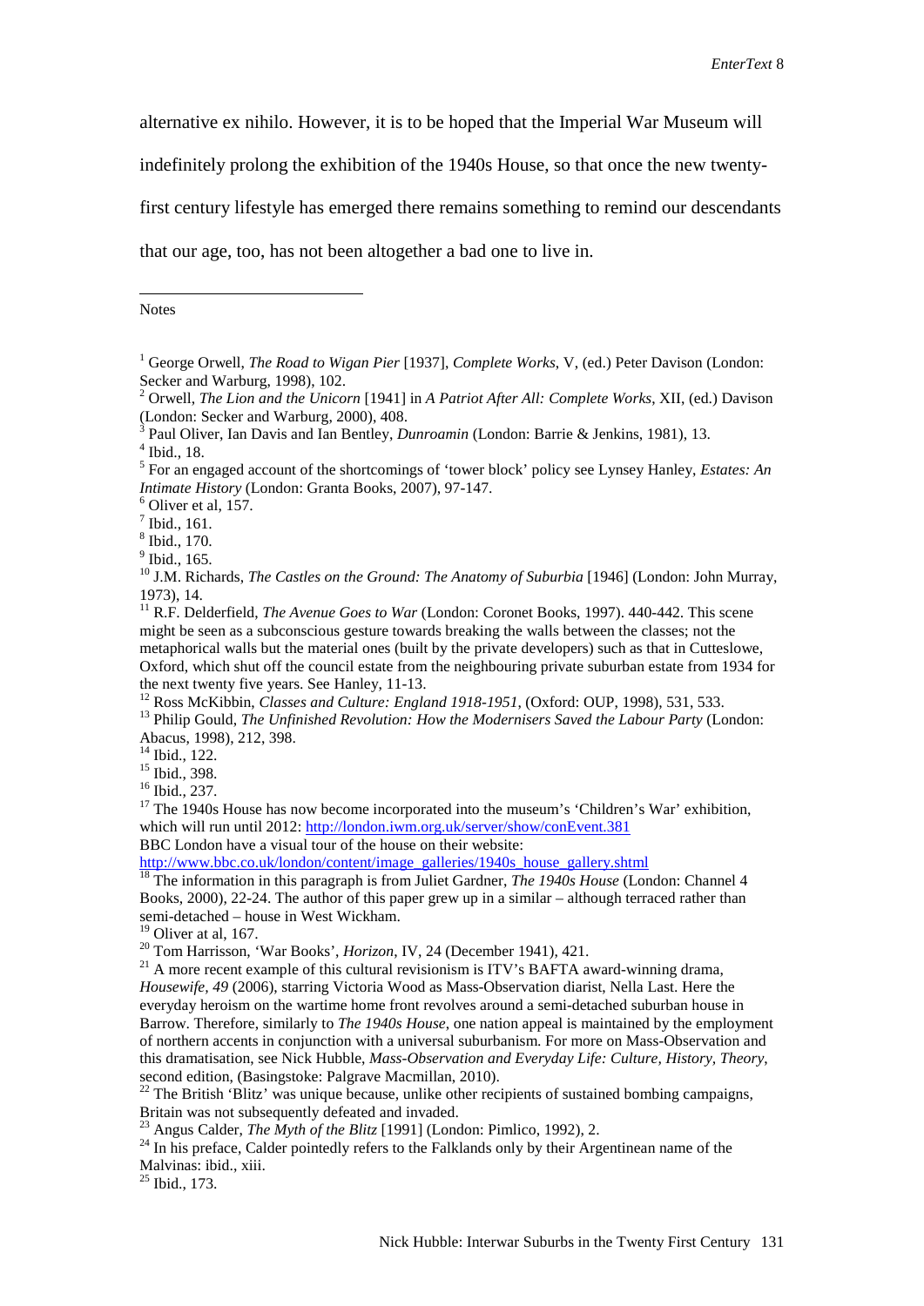alternative ex nihilo. However, it is to be hoped that the Imperial War Museum will indefinitely prolong the exhibition of the 1940s House, so that once the new twenty-first century lifestyle has emerged there remains something to remind our descendants that our age, too, has not been altogether a bad one to live in.

Notes

[1] George Orwell, *The Road to Wigan Pier* [1937], *Complete Works*, V, (ed.) Peter Davison (London: Secker and Warburg, 1998), 102.
[2] Orwell, *The Lion and the Unicorn* [1941] in *A Patriot After All: Complete Works*, XII, (ed.) Davison (London: Secker and Warburg, 2000), 408.
[3] Paul Oliver, Ian Davis and Ian Bentley, *Dunroamin* (London: Barrie & Jenkins, 1981), 13.
[4] Ibid., 18.
[5] For an engaged account of the shortcomings of 'tower block' policy see Lynsey Hanley, *Estates: An Intimate History* (London: Granta Books, 2007), 97-147.
[6] Oliver et al, 157.
[7] Ibid., 161.
[8] Ibid., 170.
[9] Ibid., 165.
[10] J.M. Richards, *The Castles on the Ground: The Anatomy of Suburbia* [1946] (London: John Murray, 1973), 14.
[11] R.F. Delderfield, *The Avenue Goes to War* (London: Coronet Books, 1997). 440-442. This scene might be seen as a subconscious gesture towards breaking the walls between the classes; not the metaphorical walls but the material ones (built by the private developers) such as that in Cutteslowe, Oxford, which shut off the council estate from the neighbouring private suburban estate from 1934 for the next twenty five years. See Hanley, 11-13.
[12] Ross McKibbin, *Classes and Culture: England 1918-1951*, (Oxford: OUP, 1998), 531, 533.
[13] Philip Gould, *The Unfinished Revolution: How the Modernisers Saved the Labour Party* (London: Abacus, 1998), 212, 398.
[14] Ibid., 122.
[15] Ibid., 398.
[16] Ibid., 237.
[17] The 1940s House has now become incorporated into the museum's 'Children's War' exhibition, which will run until 2012: http://london.iwm.org.uk/server/show/conEvent.381
BBC London have a visual tour of the house on their website:
http://www.bbc.co.uk/london/content/image_galleries/1940s_house_gallery.shtml
[18] The information in this paragraph is from Juliet Gardner, *The 1940s House* (London: Channel 4 Books, 2000), 22-24. The author of this paper grew up in a similar – although terraced rather than semi-detached – house in West Wickham.
[19] Oliver at al, 167.
[20] Tom Harrisson, 'War Books', *Horizon*, IV, 24 (December 1941), 421.
[21] A more recent example of this cultural revisionism is ITV's BAFTA award-winning drama, *Housewife, 49* (2006), starring Victoria Wood as Mass-Observation diarist, Nella Last. Here the everyday heroism on the wartime home front revolves around a semi-detached suburban house in Barrow. Therefore, similarly to *The 1940s House*, one nation appeal is maintained by the employment of northern accents in conjunction with a universal suburbanism. For more on Mass-Observation and this dramatisation, see Nick Hubble, *Mass-Observation and Everyday Life: Culture, History, Theory*, second edition, (Basingstoke: Palgrave Macmillan, 2010).
[22] The British 'Blitz' was unique because, unlike other recipients of sustained bombing campaigns, Britain was not subsequently defeated and invaded.
[23] Angus Calder, *The Myth of the Blitz* [1991] (London: Pimlico, 1992), 2.
[24] In his preface, Calder pointedly refers to the Falklands only by their Argentinean name of the Malvinas: ibid., xiii.
[25] Ibid., 173.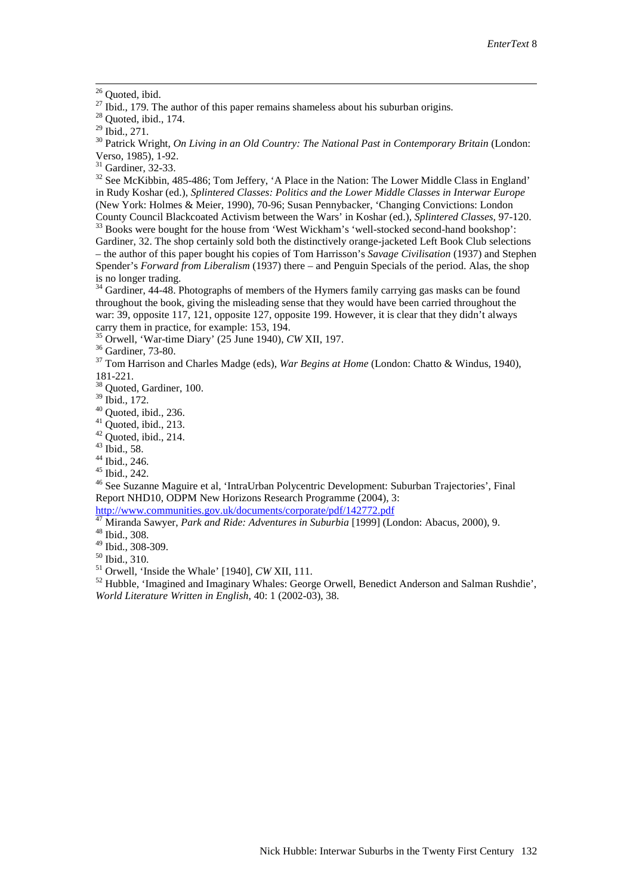[26] Quoted, ibid.

[27] Ibid., 179. The author of this paper remains shameless about his suburban origins.

[28] Quoted, ibid., 174.

[29] Ibid., 271.

[30] Patrick Wright, *On Living in an Old Country: The National Past in Contemporary Britain* (London: Verso, 1985), 1-92.

[31] Gardiner, 32-33.

[32] See McKibbin, 485-486; Tom Jeffery, 'A Place in the Nation: The Lower Middle Class in England' in Rudy Koshar (ed.), *Splintered Classes: Politics and the Lower Middle Classes in Interwar Europe* (New York: Holmes & Meier, 1990), 70-96; Susan Pennybacker, 'Changing Convictions: London County Council Blackcoated Activism between the Wars' in Koshar (ed.), *Splintered Classes*, 97-120.

[33] Books were bought for the house from 'West Wickham's 'well-stocked second-hand bookshop': Gardiner, 32. The shop certainly sold both the distinctively orange-jacketed Left Book Club selections – the author of this paper bought his copies of Tom Harrisson's *Savage Civilisation* (1937) and Stephen Spender's *Forward from Liberalism* (1937) there – and Penguin Specials of the period. Alas, the shop is no longer trading.

[34] Gardiner, 44-48. Photographs of members of the Hymers family carrying gas masks can be found throughout the book, giving the misleading sense that they would have been carried throughout the war: 39, opposite 117, 121, opposite 127, opposite 199. However, it is clear that they didn't always carry them in practice, for example: 153, 194.

[35] Orwell, 'War-time Diary' (25 June 1940), *CW* XII, 197.

[36] Gardiner, 73-80.

[37] Tom Harrison and Charles Madge (eds), *War Begins at Home* (London: Chatto & Windus, 1940), 181-221.

[38] Quoted, Gardiner, 100.

[39] Ibid., 172.

[40] Quoted, ibid., 236.

[41] Quoted, ibid., 213.

[42] Quoted, ibid., 214.

[43] Ibid., 58.

[44] Ibid., 246.

[45] Ibid., 242.

[46] See Suzanne Maguire et al, 'IntraUrban Polycentric Development: Suburban Trajectories', Final Report NHD10, ODPM New Horizons Research Programme (2004), 3: http://www.communities.gov.uk/documents/corporate/pdf/142772.pdf

[47] Miranda Sawyer, *Park and Ride: Adventures in Suburbia* [1999] (London: Abacus, 2000), 9.

[48] Ibid., 308.

[49] Ibid., 308-309.

[50] Ibid., 310.

[51] Orwell, 'Inside the Whale' [1940], *CW* XII, 111.

[52] Hubble, 'Imagined and Imaginary Whales: George Orwell, Benedict Anderson and Salman Rushdie', *World Literature Written in English*, 40: 1 (2002-03), 38.